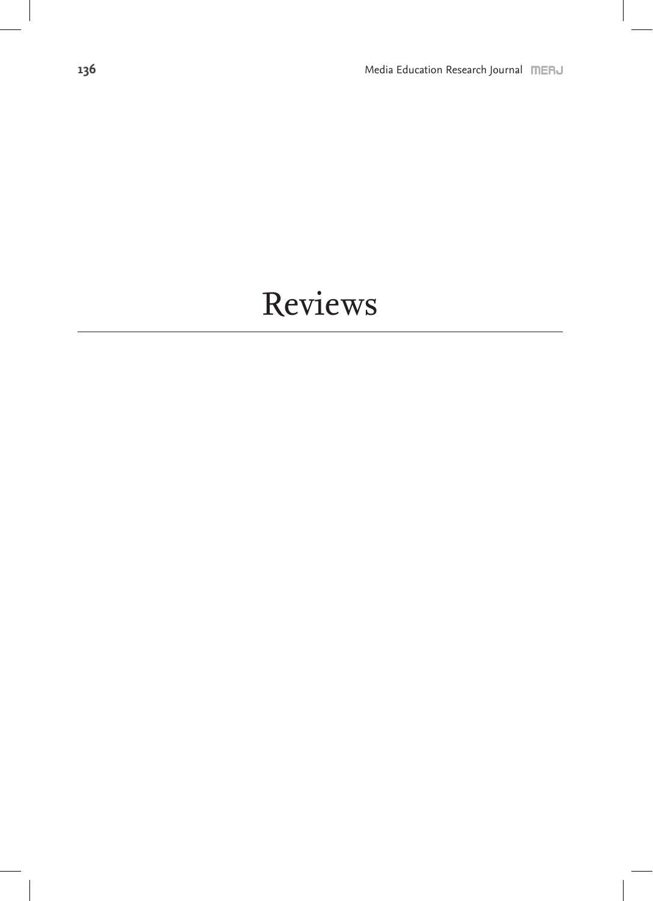# Reviews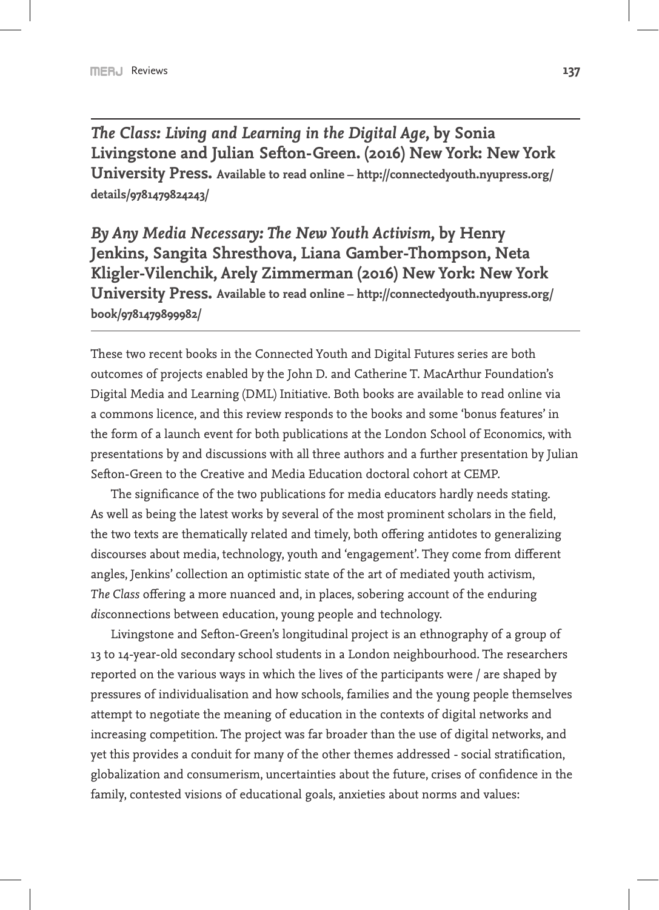***The Class: Living and Learning in the Digital Age*, by Sonia Livingstone and Julian Sefton-Green. (2016) New York: New York University Press.** **Available to read online – http://connectedyouth.nyupress.org/details/9781479824243/**

***By Any Media Necessary: The New Youth Activism*, by Henry Jenkins, Sangita Shresthova, Liana Gamber-Thompson, Neta Kligler-Vilenchik, Arely Zimmerman (2016) New York: New York University Press.** **Available to read online – http://connectedyouth.nyupress.org/book/9781479899982/**

---

These two recent books in the Connected Youth and Digital Futures series are both outcomes of projects enabled by the John D. and Catherine T. MacArthur Foundation's Digital Media and Learning (DML) Initiative. Both books are available to read online via a commons licence, and this review responds to the books and some 'bonus features' in the form of a launch event for both publications at the London School of Economics, with presentations by and discussions with all three authors and a further presentation by Julian Sefton-Green to the Creative and Media Education doctoral cohort at CEMP.

The significance of the two publications for media educators hardly needs stating. As well as being the latest works by several of the most prominent scholars in the field, the two texts are thematically related and timely, both offering antidotes to generalizing discourses about media, technology, youth and 'engagement'. They come from different angles, Jenkins' collection an optimistic state of the art of mediated youth activism, *The Class* offering a more nuanced and, in places, sobering account of the enduring *dis*connections between education, young people and technology.

Livingstone and Sefton-Green's longitudinal project is an ethnography of a group of 13 to 14-year-old secondary school students in a London neighbourhood. The researchers reported on the various ways in which the lives of the participants were / are shaped by pressures of individualisation and how schools, families and the young people themselves attempt to negotiate the meaning of education in the contexts of digital networks and increasing competition. The project was far broader than the use of digital networks, and yet this provides a conduit for many of the other themes addressed - social stratification, globalization and consumerism, uncertainties about the future, crises of confidence in the family, contested visions of educational goals, anxieties about norms and values: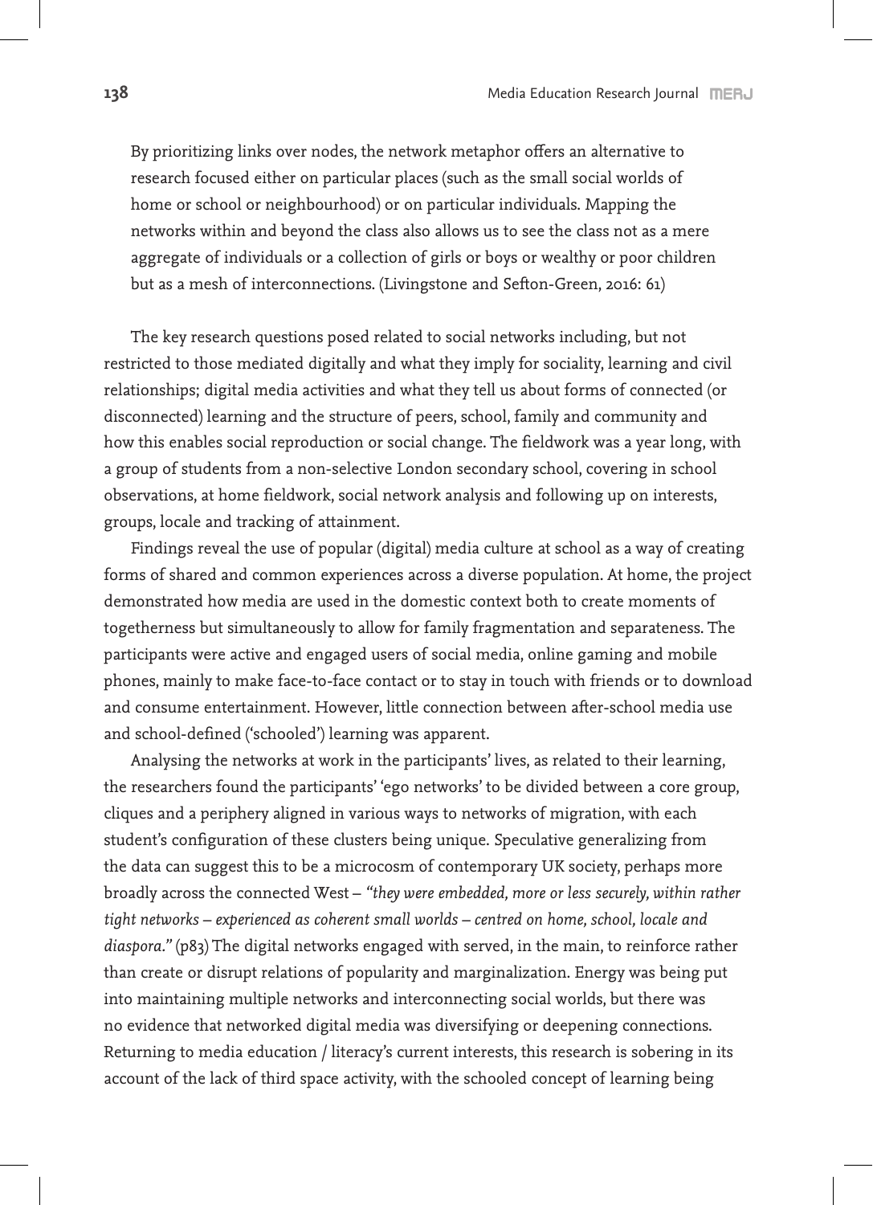> By prioritizing links over nodes, the network metaphor offers an alternative to research focused either on particular places (such as the small social worlds of home or school or neighbourhood) or on particular individuals. Mapping the networks within and beyond the class also allows us to see the class not as a mere aggregate of individuals or a collection of girls or boys or wealthy or poor children but as a mesh of interconnections. (Livingstone and Sefton-Green, 2016: 61)

The key research questions posed related to social networks including, but not restricted to those mediated digitally and what they imply for sociality, learning and civil relationships; digital media activities and what they tell us about forms of connected (or disconnected) learning and the structure of peers, school, family and community and how this enables social reproduction or social change. The fieldwork was a year long, with a group of students from a non-selective London secondary school, covering in school observations, at home fieldwork, social network analysis and following up on interests, groups, locale and tracking of attainment.

Findings reveal the use of popular (digital) media culture at school as a way of creating forms of shared and common experiences across a diverse population. At home, the project demonstrated how media are used in the domestic context both to create moments of togetherness but simultaneously to allow for family fragmentation and separateness. The participants were active and engaged users of social media, online gaming and mobile phones, mainly to make face-to-face contact or to stay in touch with friends or to download and consume entertainment. However, little connection between after-school media use and school-defined ('schooled') learning was apparent.

Analysing the networks at work in the participants' lives, as related to their learning, the researchers found the participants' 'ego networks' to be divided between a core group, cliques and a periphery aligned in various ways to networks of migration, with each student's configuration of these clusters being unique. Speculative generalizing from the data can suggest this to be a microcosm of contemporary UK society, perhaps more broadly across the connected West – *"they were embedded, more or less securely, within rather tight networks – experienced as coherent small worlds – centred on home, school, locale and diaspora."* (p83) The digital networks engaged with served, in the main, to reinforce rather than create or disrupt relations of popularity and marginalization. Energy was being put into maintaining multiple networks and interconnecting social worlds, but there was no evidence that networked digital media was diversifying or deepening connections. Returning to media education / literacy's current interests, this research is sobering in its account of the lack of third space activity, with the schooled concept of learning being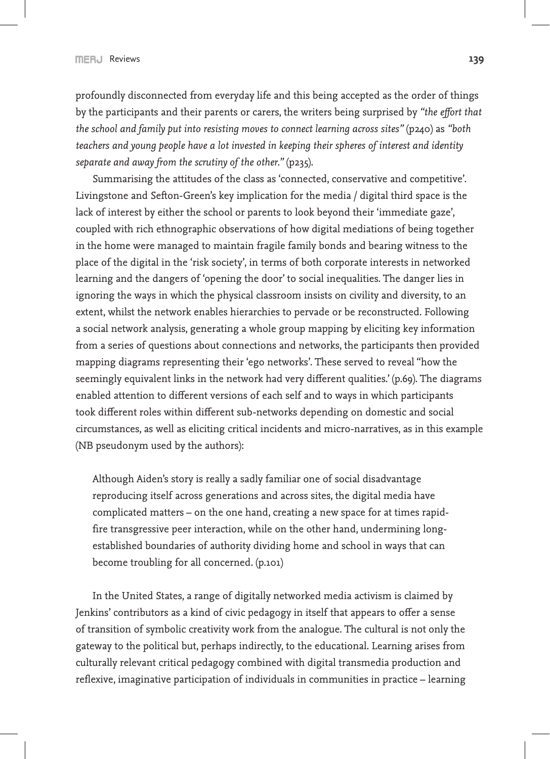profoundly disconnected from everyday life and this being accepted as the order of things by the participants and their parents or carers, the writers being surprised by *"the effort that the school and family put into resisting moves to connect learning across sites"* (p240) as *"both teachers and young people have a lot invested in keeping their spheres of interest and identity separate and away from the scrutiny of the other."* (p235).

Summarising the attitudes of the class as 'connected, conservative and competitive'. Livingstone and Sefton-Green's key implication for the media / digital third space is the lack of interest by either the school or parents to look beyond their 'immediate gaze', coupled with rich ethnographic observations of how digital mediations of being together in the home were managed to maintain fragile family bonds and bearing witness to the place of the digital in the 'risk society', in terms of both corporate interests in networked learning and the dangers of 'opening the door' to social inequalities. The danger lies in ignoring the ways in which the physical classroom insists on civility and diversity, to an extent, whilst the network enables hierarchies to pervade or be reconstructed. Following a social network analysis, generating a whole group mapping by eliciting key information from a series of questions about connections and networks, the participants then provided mapping diagrams representing their 'ego networks'. These served to reveal "how the seemingly equivalent links in the network had very different qualities.' (p.69). The diagrams enabled attention to different versions of each self and to ways in which participants took different roles within different sub-networks depending on domestic and social circumstances, as well as eliciting critical incidents and micro-narratives, as in this example (NB pseudonym used by the authors):

> Although Aiden's story is really a sadly familiar one of social disadvantage reproducing itself across generations and across sites, the digital media have complicated matters – on the one hand, creating a new space for at times rapid-fire transgressive peer interaction, while on the other hand, undermining long-established boundaries of authority dividing home and school in ways that can become troubling for all concerned. (p.101)

In the United States, a range of digitally networked media activism is claimed by Jenkins' contributors as a kind of civic pedagogy in itself that appears to offer a sense of transition of symbolic creativity work from the analogue. The cultural is not only the gateway to the political but, perhaps indirectly, to the educational. Learning arises from culturally relevant critical pedagogy combined with digital transmedia production and reflexive, imaginative participation of individuals in communities in practice – learning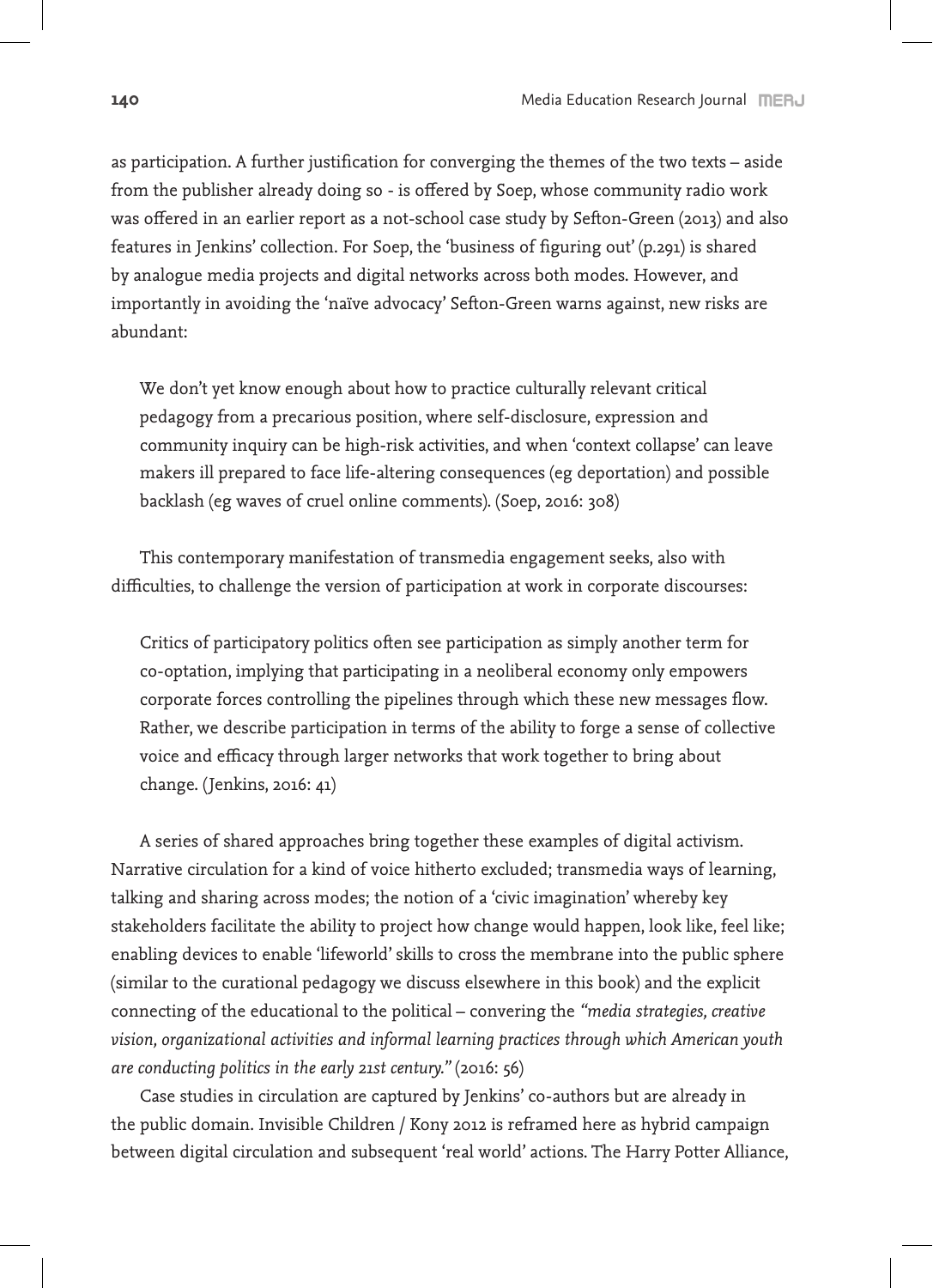as participation. A further justification for converging the themes of the two texts – aside from the publisher already doing so - is offered by Soep, whose community radio work was offered in an earlier report as a not-school case study by Sefton-Green (2013) and also features in Jenkins' collection. For Soep, the 'business of figuring out' (p.291) is shared by analogue media projects and digital networks across both modes. However, and importantly in avoiding the 'naïve advocacy' Sefton-Green warns against, new risks are abundant:

> We don't yet know enough about how to practice culturally relevant critical pedagogy from a precarious position, where self-disclosure, expression and community inquiry can be high-risk activities, and when 'context collapse' can leave makers ill prepared to face life-altering consequences (eg deportation) and possible backlash (eg waves of cruel online comments). (Soep, 2016: 308)

This contemporary manifestation of transmedia engagement seeks, also with difficulties, to challenge the version of participation at work in corporate discourses:

> Critics of participatory politics often see participation as simply another term for co-optation, implying that participating in a neoliberal economy only empowers corporate forces controlling the pipelines through which these new messages flow. Rather, we describe participation in terms of the ability to forge a sense of collective voice and efficacy through larger networks that work together to bring about change. (Jenkins, 2016: 41)

A series of shared approaches bring together these examples of digital activism. Narrative circulation for a kind of voice hitherto excluded; transmedia ways of learning, talking and sharing across modes; the notion of a 'civic imagination' whereby key stakeholders facilitate the ability to project how change would happen, look like, feel like; enabling devices to enable 'lifeworld' skills to cross the membrane into the public sphere (similar to the curational pedagogy we discuss elsewhere in this book) and the explicit connecting of the educational to the political – convering the *"media strategies, creative vision, organizational activities and informal learning practices through which American youth are conducting politics in the early 21st century."* (2016: 56)

Case studies in circulation are captured by Jenkins' co-authors but are already in the public domain. Invisible Children / Kony 2012 is reframed here as hybrid campaign between digital circulation and subsequent 'real world' actions. The Harry Potter Alliance,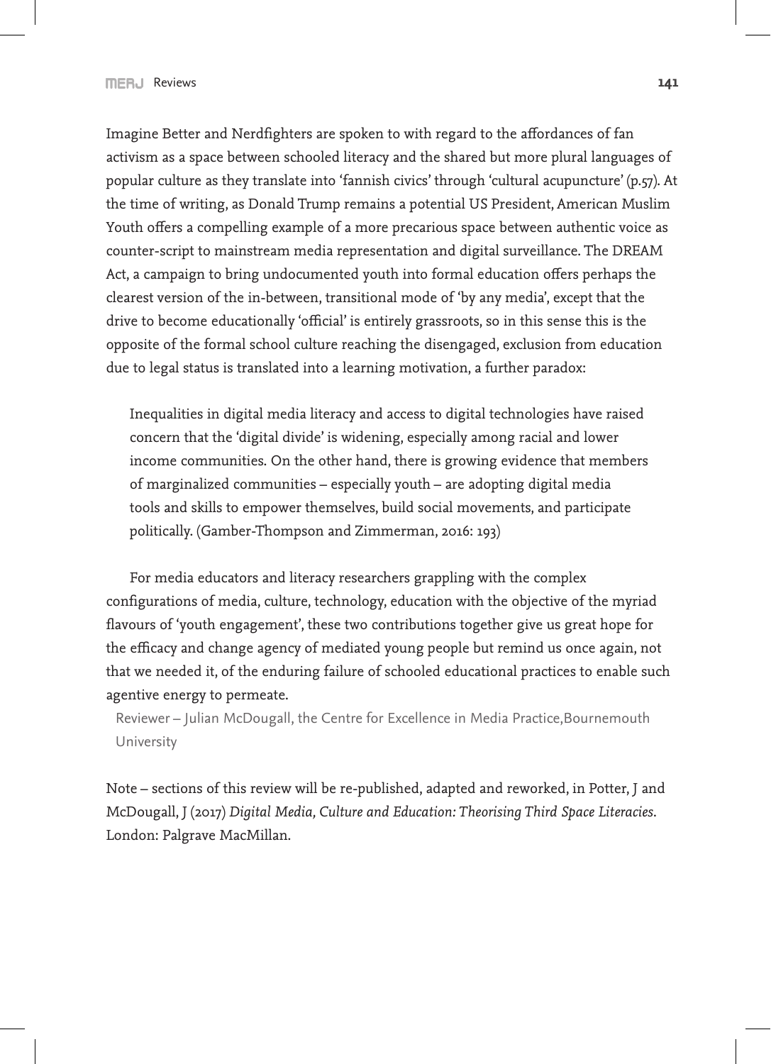Imagine Better and Nerdfighters are spoken to with regard to the affordances of fan activism as a space between schooled literacy and the shared but more plural languages of popular culture as they translate into 'fannish civics' through 'cultural acupuncture' (p.57). At the time of writing, as Donald Trump remains a potential US President, American Muslim Youth offers a compelling example of a more precarious space between authentic voice as counter-script to mainstream media representation and digital surveillance. The DREAM Act, a campaign to bring undocumented youth into formal education offers perhaps the clearest version of the in-between, transitional mode of 'by any media', except that the drive to become educationally 'official' is entirely grassroots, so in this sense this is the opposite of the formal school culture reaching the disengaged, exclusion from education due to legal status is translated into a learning motivation, a further paradox:

> Inequalities in digital media literacy and access to digital technologies have raised concern that the 'digital divide' is widening, especially among racial and lower income communities. On the other hand, there is growing evidence that members of marginalized communities – especially youth – are adopting digital media tools and skills to empower themselves, build social movements, and participate politically. (Gamber-Thompson and Zimmerman, 2016: 193)

For media educators and literacy researchers grappling with the complex configurations of media, culture, technology, education with the objective of the myriad flavours of 'youth engagement', these two contributions together give us great hope for the efficacy and change agency of mediated young people but remind us once again, not that we needed it, of the enduring failure of schooled educational practices to enable such agentive energy to permeate.

Reviewer – Julian McDougall, the Centre for Excellence in Media Practice,Bournemouth University

Note – sections of this review will be re-published, adapted and reworked, in Potter, J and McDougall, J (2017) *Digital Media, Culture and Education: Theorising Third Space Literacies*. London: Palgrave MacMillan.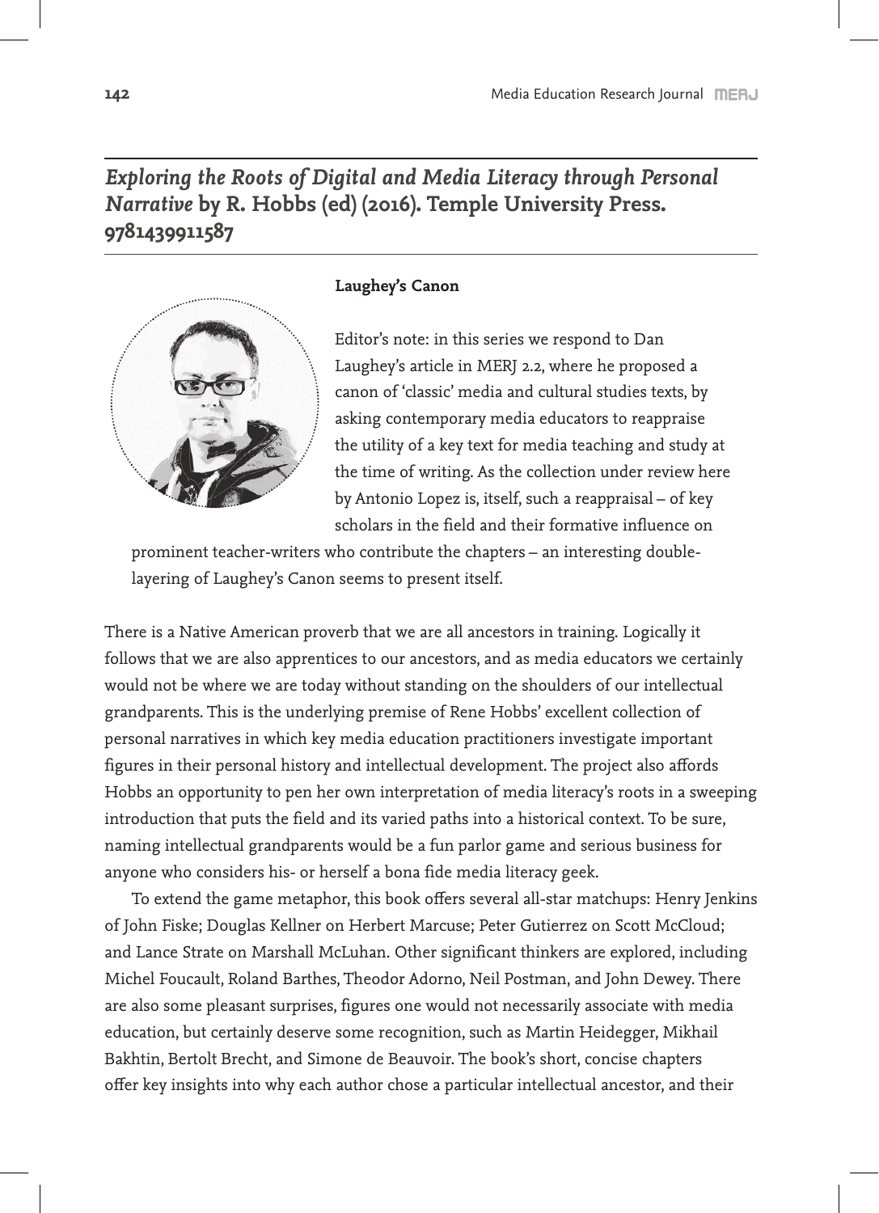## *Exploring the Roots of Digital and Media Literacy through Personal Narrative* by R. Hobbs (ed) (2016). Temple University Press. 9781439911587

**Laughey's Canon**

Editor's note: in this series we respond to Dan Laughey's article in MERJ 2.2, where he proposed a canon of 'classic' media and cultural studies texts, by asking contemporary media educators to reappraise the utility of a key text for media teaching and study at the time of writing. As the collection under review here by Antonio Lopez is, itself, such a reappraisal – of key scholars in the field and their formative influence on prominent teacher-writers who contribute the chapters – an interesting double-layering of Laughey's Canon seems to present itself.

There is a Native American proverb that we are all ancestors in training. Logically it follows that we are also apprentices to our ancestors, and as media educators we certainly would not be where we are today without standing on the shoulders of our intellectual grandparents. This is the underlying premise of Rene Hobbs' excellent collection of personal narratives in which key media education practitioners investigate important figures in their personal history and intellectual development. The project also affords Hobbs an opportunity to pen her own interpretation of media literacy's roots in a sweeping introduction that puts the field and its varied paths into a historical context. To be sure, naming intellectual grandparents would be a fun parlor game and serious business for anyone who considers his- or herself a bona fide media literacy geek.

To extend the game metaphor, this book offers several all-star matchups: Henry Jenkins of John Fiske; Douglas Kellner on Herbert Marcuse; Peter Gutierrez on Scott McCloud; and Lance Strate on Marshall McLuhan. Other significant thinkers are explored, including Michel Foucault, Roland Barthes, Theodor Adorno, Neil Postman, and John Dewey. There are also some pleasant surprises, figures one would not necessarily associate with media education, but certainly deserve some recognition, such as Martin Heidegger, Mikhail Bakhtin, Bertolt Brecht, and Simone de Beauvoir. The book's short, concise chapters offer key insights into why each author chose a particular intellectual ancestor, and their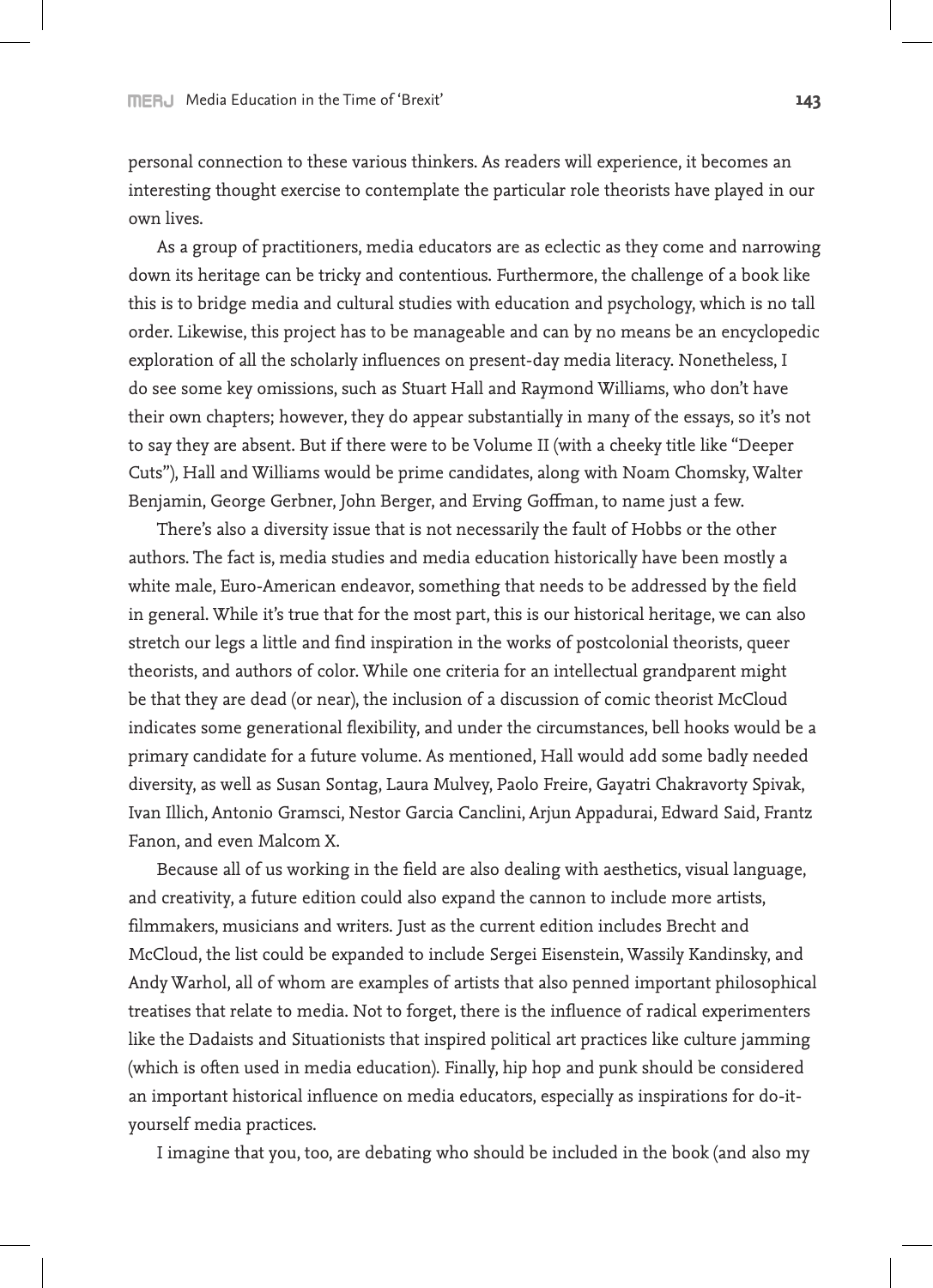personal connection to these various thinkers. As readers will experience, it becomes an interesting thought exercise to contemplate the particular role theorists have played in our own lives.

As a group of practitioners, media educators are as eclectic as they come and narrowing down its heritage can be tricky and contentious. Furthermore, the challenge of a book like this is to bridge media and cultural studies with education and psychology, which is no tall order. Likewise, this project has to be manageable and can by no means be an encyclopedic exploration of all the scholarly influences on present-day media literacy. Nonetheless, I do see some key omissions, such as Stuart Hall and Raymond Williams, who don't have their own chapters; however, they do appear substantially in many of the essays, so it's not to say they are absent. But if there were to be Volume II (with a cheeky title like "Deeper Cuts"), Hall and Williams would be prime candidates, along with Noam Chomsky, Walter Benjamin, George Gerbner, John Berger, and Erving Goffman, to name just a few.

There's also a diversity issue that is not necessarily the fault of Hobbs or the other authors. The fact is, media studies and media education historically have been mostly a white male, Euro-American endeavor, something that needs to be addressed by the field in general. While it's true that for the most part, this is our historical heritage, we can also stretch our legs a little and find inspiration in the works of postcolonial theorists, queer theorists, and authors of color. While one criteria for an intellectual grandparent might be that they are dead (or near), the inclusion of a discussion of comic theorist McCloud indicates some generational flexibility, and under the circumstances, bell hooks would be a primary candidate for a future volume. As mentioned, Hall would add some badly needed diversity, as well as Susan Sontag, Laura Mulvey, Paolo Freire, Gayatri Chakravorty Spivak, Ivan Illich, Antonio Gramsci, Nestor Garcia Canclini, Arjun Appadurai, Edward Said, Frantz Fanon, and even Malcom X.

Because all of us working in the field are also dealing with aesthetics, visual language, and creativity, a future edition could also expand the cannon to include more artists, filmmakers, musicians and writers. Just as the current edition includes Brecht and McCloud, the list could be expanded to include Sergei Eisenstein, Wassily Kandinsky, and Andy Warhol, all of whom are examples of artists that also penned important philosophical treatises that relate to media. Not to forget, there is the influence of radical experimenters like the Dadaists and Situationists that inspired political art practices like culture jamming (which is often used in media education). Finally, hip hop and punk should be considered an important historical influence on media educators, especially as inspirations for do-it-yourself media practices.

I imagine that you, too, are debating who should be included in the book (and also my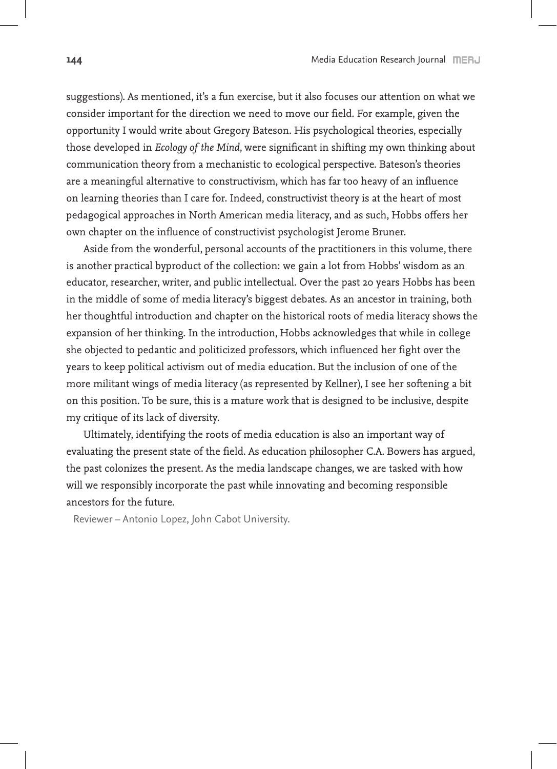suggestions). As mentioned, it's a fun exercise, but it also focuses our attention on what we consider important for the direction we need to move our field. For example, given the opportunity I would write about Gregory Bateson. His psychological theories, especially those developed in *Ecology of the Mind*, were significant in shifting my own thinking about communication theory from a mechanistic to ecological perspective. Bateson's theories are a meaningful alternative to constructivism, which has far too heavy of an influence on learning theories than I care for. Indeed, constructivist theory is at the heart of most pedagogical approaches in North American media literacy, and as such, Hobbs offers her own chapter on the influence of constructivist psychologist Jerome Bruner.

Aside from the wonderful, personal accounts of the practitioners in this volume, there is another practical byproduct of the collection: we gain a lot from Hobbs' wisdom as an educator, researcher, writer, and public intellectual. Over the past 20 years Hobbs has been in the middle of some of media literacy's biggest debates. As an ancestor in training, both her thoughtful introduction and chapter on the historical roots of media literacy shows the expansion of her thinking. In the introduction, Hobbs acknowledges that while in college she objected to pedantic and politicized professors, which influenced her fight over the years to keep political activism out of media education. But the inclusion of one of the more militant wings of media literacy (as represented by Kellner), I see her softening a bit on this position. To be sure, this is a mature work that is designed to be inclusive, despite my critique of its lack of diversity.

Ultimately, identifying the roots of media education is also an important way of evaluating the present state of the field. As education philosopher C.A. Bowers has argued, the past colonizes the present. As the media landscape changes, we are tasked with how will we responsibly incorporate the past while innovating and becoming responsible ancestors for the future.

Reviewer – Antonio Lopez, John Cabot University.